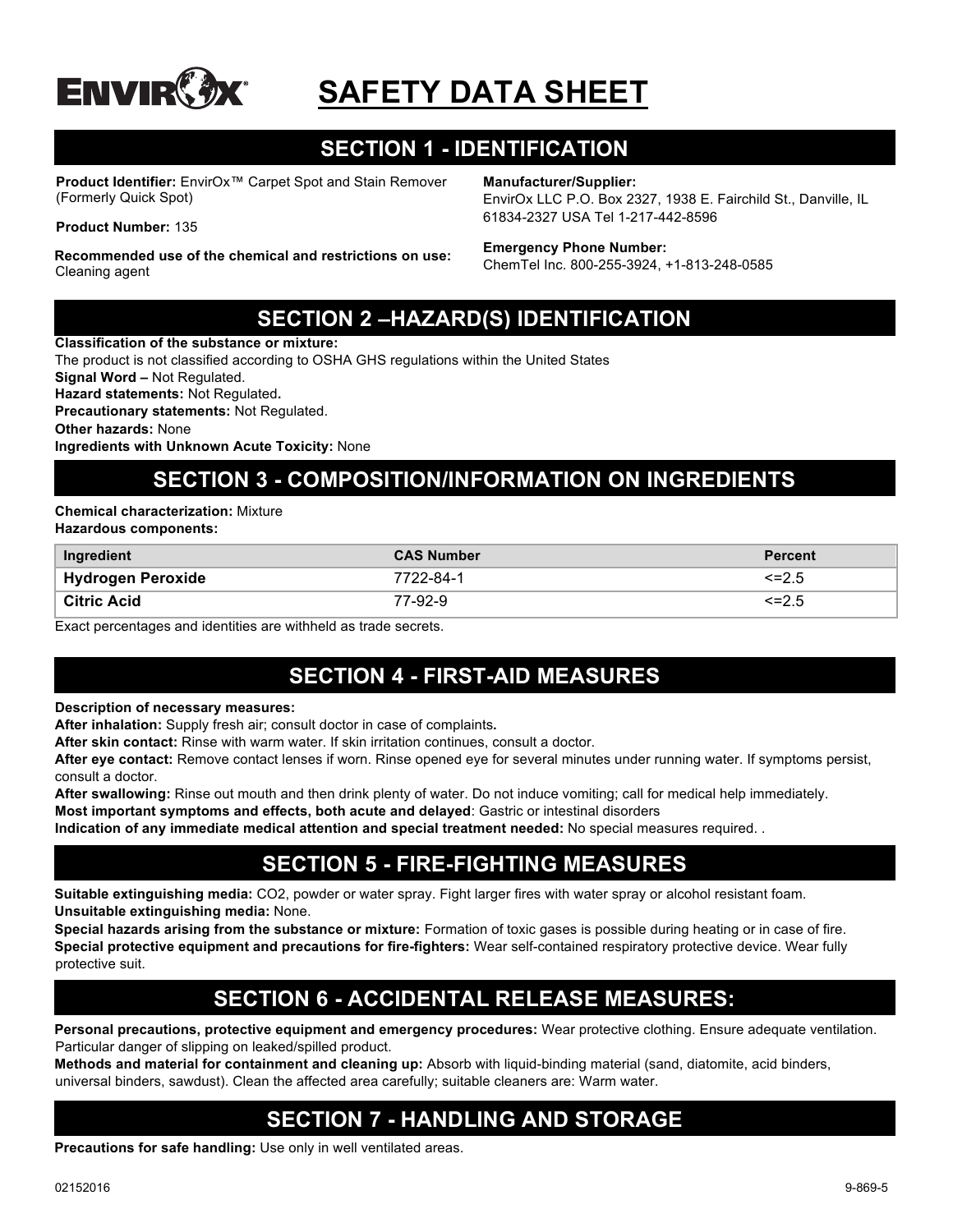# SAFETY DATA SHEET

## SECTION 1 - IDENTIFICATION

**Product Identifier:** EnvirOx™ Carpet Spot and Stain Remover (Formerly Quick Spot)

**Product Number:** 135

**Recommended use of the chemical and restrictions on use:** Cleaning agent

**Manufacturer/Supplier:**
EnvirOx LLC P.O. Box 2327, 1938 E. Fairchild St., Danville, IL 61834-2327 USA Tel 1-217-442-8596

**Emergency Phone Number:**
ChemTel Inc. 800-255-3924, +1-813-248-0585

## SECTION 2 –HAZARD(S) IDENTIFICATION

**Classification of the substance or mixture:**
The product is not classified according to OSHA GHS regulations within the United States
**Signal Word –** Not Regulated.
**Hazard statements:** Not Regulated**.**
**Precautionary statements:** Not Regulated.
**Other hazards:** None
**Ingredients with Unknown Acute Toxicity:** None

## SECTION 3 - COMPOSITION/INFORMATION ON INGREDIENTS

**Chemical characterization:** Mixture
**Hazardous components:**

| Ingredient | CAS Number | Percent |
|---|---|---|
| **Hydrogen Peroxide** | 7722-84-1 | <=2.5 |
| **Citric Acid** | 77-92-9 | <=2.5 |

Exact percentages and identities are withheld as trade secrets.

## SECTION 4 - FIRST-AID MEASURES

**Description of necessary measures:**
**After inhalation:** Supply fresh air; consult doctor in case of complaints**.**
**After skin contact:** Rinse with warm water. If skin irritation continues, consult a doctor.
**After eye contact:** Remove contact lenses if worn. Rinse opened eye for several minutes under running water. If symptoms persist, consult a doctor.
**After swallowing:** Rinse out mouth and then drink plenty of water. Do not induce vomiting; call for medical help immediately.
**Most important symptoms and effects, both acute and delayed**: Gastric or intestinal disorders
**Indication of any immediate medical attention and special treatment needed:** No special measures required. .

## SECTION 5 - FIRE-FIGHTING MEASURES

**Suitable extinguishing media:** CO2, powder or water spray. Fight larger fires with water spray or alcohol resistant foam.
**Unsuitable extinguishing media:** None.
**Special hazards arising from the substance or mixture:** Formation of toxic gases is possible during heating or in case of fire.
**Special protective equipment and precautions for fire-fighters:** Wear self-contained respiratory protective device. Wear fully protective suit.

## SECTION 6 - ACCIDENTAL RELEASE MEASURES:

**Personal precautions, protective equipment and emergency procedures:** Wear protective clothing. Ensure adequate ventilation. Particular danger of slipping on leaked/spilled product.
**Methods and material for containment and cleaning up:** Absorb with liquid-binding material (sand, diatomite, acid binders, universal binders, sawdust). Clean the affected area carefully; suitable cleaners are: Warm water.

## SECTION 7 - HANDLING AND STORAGE

**Precautions for safe handling:** Use only in well ventilated areas.

02152016 9-869-5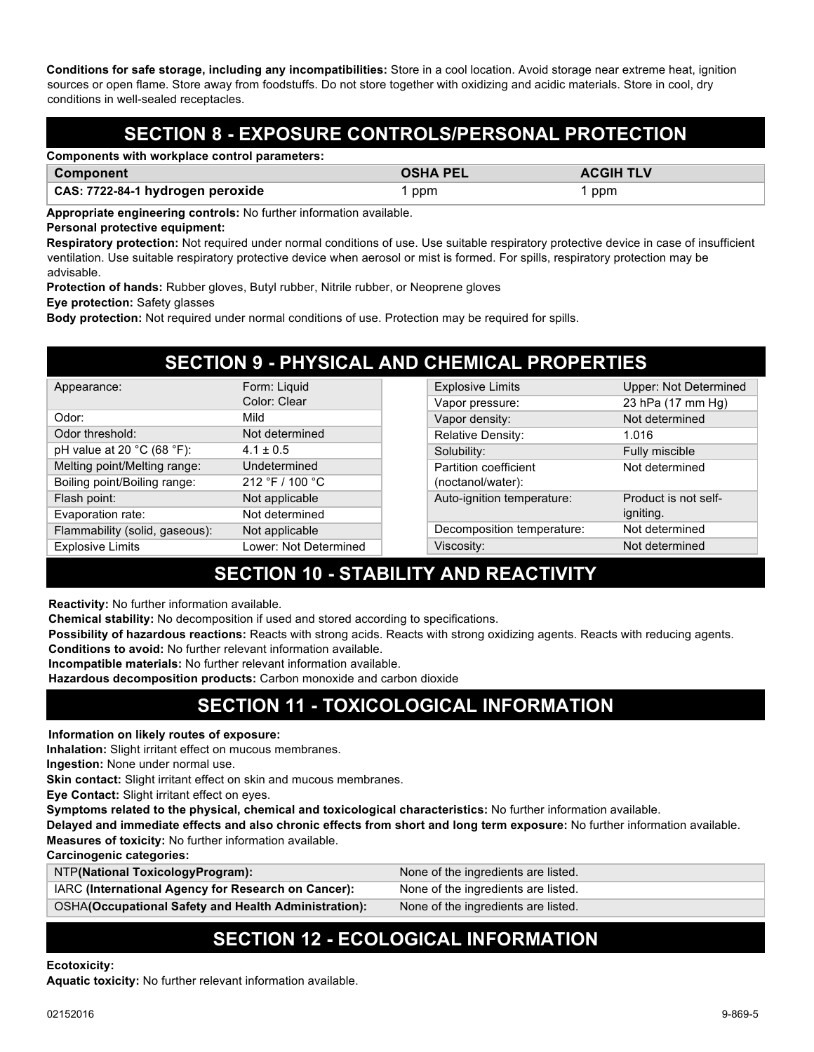**Conditions for safe storage, including any incompatibilities:** Store in a cool location. Avoid storage near extreme heat, ignition sources or open flame. Store away from foodstuffs. Do not store together with oxidizing and acidic materials. Store in cool, dry conditions in well-sealed receptacles.

## SECTION 8 - EXPOSURE CONTROLS/PERSONAL PROTECTION

**Components with workplace control parameters:**

| Component | OSHA PEL | ACGIH TLV |
|---|---|---|
| CAS: 7722-84-1 hydrogen peroxide | 1 ppm | 1 ppm |

**Appropriate engineering controls:** No further information available.

**Personal protective equipment:**

**Respiratory protection:** Not required under normal conditions of use. Use suitable respiratory protective device in case of insufficient ventilation. Use suitable respiratory protective device when aerosol or mist is formed. For spills, respiratory protection may be advisable.

**Protection of hands:** Rubber gloves, Butyl rubber, Nitrile rubber, or Neoprene gloves

**Eye protection:** Safety glasses

**Body protection:** Not required under normal conditions of use. Protection may be required for spills.

## SECTION 9 - PHYSICAL AND CHEMICAL PROPERTIES

| Property | Value |
|---|---|
| Appearance: | Form: Liquid<br>Color: Clear |
| Odor: | Mild |
| Odor threshold: | Not determined |
| pH value at 20 °C (68 °F): | 4.1 ± 0.5 |
| Melting point/Melting range: | Undetermined |
| Boiling point/Boiling range: | 212 °F / 100 °C |
| Flash point: | Not applicable |
| Evaporation rate: | Not determined |
| Flammability (solid, gaseous): | Not applicable |
| Explosive Limits | Lower: Not Determined |
| Explosive Limits | Upper: Not Determined |
| Vapor pressure: | 23 hPa (17 mm Hg) |
| Vapor density: | Not determined |
| Relative Density: | 1.016 |
| Solubility: | Fully miscible |
| Partition coefficient (noctanol/water): | Not determined |
| Auto-ignition temperature: | Product is not self-igniting. |
| Decomposition temperature: | Not determined |
| Viscosity: | Not determined |

## SECTION 10 - STABILITY AND REACTIVITY

**Reactivity:** No further information available.

**Chemical stability:** No decomposition if used and stored according to specifications.

**Possibility of hazardous reactions:** Reacts with strong acids. Reacts with strong oxidizing agents. Reacts with reducing agents.

**Conditions to avoid:** No further relevant information available.

**Incompatible materials:** No further relevant information available.

**Hazardous decomposition products:** Carbon monoxide and carbon dioxide

## SECTION 11 - TOXICOLOGICAL INFORMATION

**Information on likely routes of exposure:**

**Inhalation:** Slight irritant effect on mucous membranes.

**Ingestion:** None under normal use.

**Skin contact:** Slight irritant effect on skin and mucous membranes.

**Eye Contact:** Slight irritant effect on eyes.

**Symptoms related to the physical, chemical and toxicological characteristics:** No further information available.

**Delayed and immediate effects and also chronic effects from short and long term exposure:** No further information available.

**Measures of toxicity:** No further information available.

**Carcinogenic categories:**

| Agency | Listing |
|---|---|
| NTP**(National ToxicologyProgram):** | None of the ingredients are listed. |
| IARC **(International Agency for Research on Cancer):** | None of the ingredients are listed. |
| OSHA**(Occupational Safety and Health Administration):** | None of the ingredients are listed. |

## SECTION 12 - ECOLOGICAL INFORMATION

**Ecotoxicity:**

**Aquatic toxicity:** No further relevant information available.

02152016 9-869-5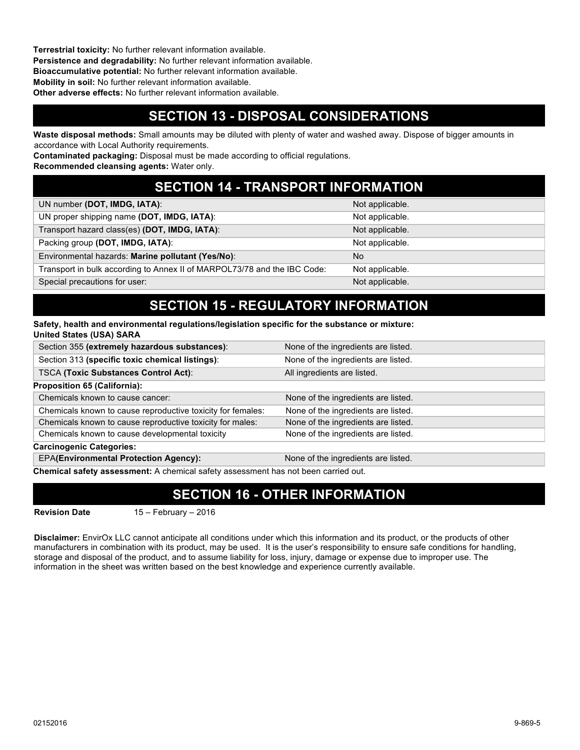**Terrestrial toxicity:** No further relevant information available.
**Persistence and degradability:** No further relevant information available.
**Bioaccumulative potential:** No further relevant information available.
**Mobility in soil:** No further relevant information available.
**Other adverse effects:** No further relevant information available.

## SECTION 13 - DISPOSAL CONSIDERATIONS

**Waste disposal methods:** Small amounts may be diluted with plenty of water and washed away. Dispose of bigger amounts in accordance with Local Authority requirements.
**Contaminated packaging:** Disposal must be made according to official regulations.
**Recommended cleansing agents:** Water only.

## SECTION 14 - TRANSPORT INFORMATION

| | |
|---|---|
| UN number **(DOT, IMDG, IATA)**: | Not applicable. |
| UN proper shipping name **(DOT, IMDG, IATA)**: | Not applicable. |
| Transport hazard class(es) **(DOT, IMDG, IATA)**: | Not applicable. |
| Packing group **(DOT, IMDG, IATA)**: | Not applicable. |
| Environmental hazards: **Marine pollutant (Yes/No)**: | No |
| Transport in bulk according to Annex II of MARPOL73/78 and the IBC Code: | Not applicable. |
| Special precautions for user: | Not applicable. |

## SECTION 15 - REGULATORY INFORMATION

**Safety, health and environmental regulations/legislation specific for the substance or mixture:**
**United States (USA) SARA**

| | |
|---|---|
| Section 355 **(extremely hazardous substances)**: | None of the ingredients are listed. |
| Section 313 **(specific toxic chemical listings)**: | None of the ingredients are listed. |
| TSCA **(Toxic Substances Control Act)**: | All ingredients are listed. |

**Proposition 65 (California):**

| | |
|---|---|
| Chemicals known to cause cancer: | None of the ingredients are listed. |
| Chemicals known to cause reproductive toxicity for females: | None of the ingredients are listed. |
| Chemicals known to cause reproductive toxicity for males: | None of the ingredients are listed. |
| Chemicals known to cause developmental toxicity | None of the ingredients are listed. |

**Carcinogenic Categories:**

| | |
|---|---|
| EPA**(Environmental Protection Agency):** | None of the ingredients are listed. |

**Chemical safety assessment:** A chemical safety assessment has not been carried out.

## SECTION 16 - OTHER INFORMATION

**Revision Date** 15 – February – 2016

**Disclaimer:** EnvirOx LLC cannot anticipate all conditions under which this information and its product, or the products of other manufacturers in combination with its product, may be used. It is the user's responsibility to ensure safe conditions for handling, storage and disposal of the product, and to assume liability for loss, injury, damage or expense due to improper use. The information in the sheet was written based on the best knowledge and experience currently available.